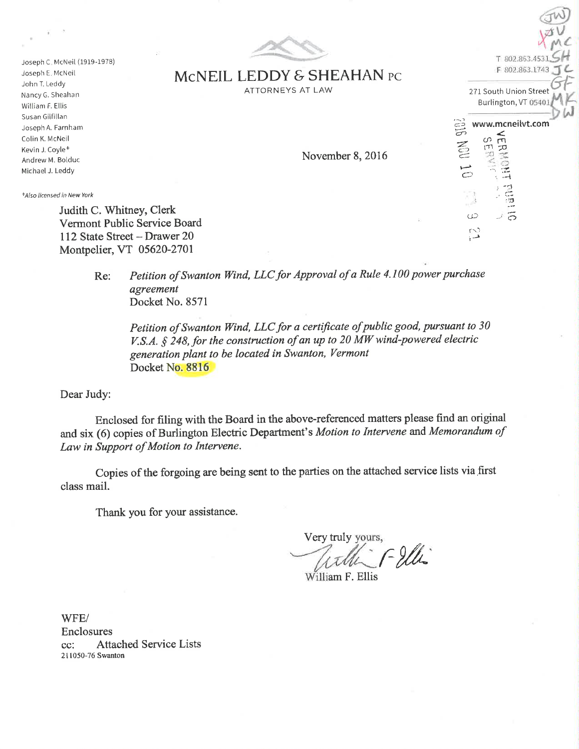Joseph C. McNeil (1919-1978)
Joseph E. McNeil
John T. Leddy
Nancy G. Sheahan
William F. Ellis
Susan Gilfillan
Joseph A. Farnham
Colin K. McNeil
Kevin J. Coyle+
Andrew M. Bolduc
Michael J. Leddy

+Also licensed in New York

# McNEIL LEDDY & SHEAHAN PC

ATTORNEYS AT LAW

T 802.863.4531
F 802.863.1743

271 South Union Street
Burlington, VT 05401

www.mcneilvt.com

November 8, 2016

Judith C. Whitney, Clerk
Vermont Public Service Board
112 State Street – Drawer 20
Montpelier, VT 05620-2701

Re: *Petition of Swanton Wind, LLC for Approval of a Rule 4.100 power purchase agreement*
Docket No. 8571

*Petition of Swanton Wind, LLC for a certificate of public good, pursuant to 30 V.S.A. § 248, for the construction of an up to 20 MW wind-powered electric generation plant to be located in Swanton, Vermont*
Docket No. 8816

Dear Judy:

Enclosed for filing with the Board in the above-referenced matters please find an original and six (6) copies of Burlington Electric Department's *Motion to Intervene* and *Memorandum of Law in Support of Motion to Intervene*.

Copies of the forgoing are being sent to the parties on the attached service lists via first class mail.

Thank you for your assistance.

Very truly yours,

William F. Ellis

WFE/
Enclosures
cc: Attached Service Lists
211050-76 Swanton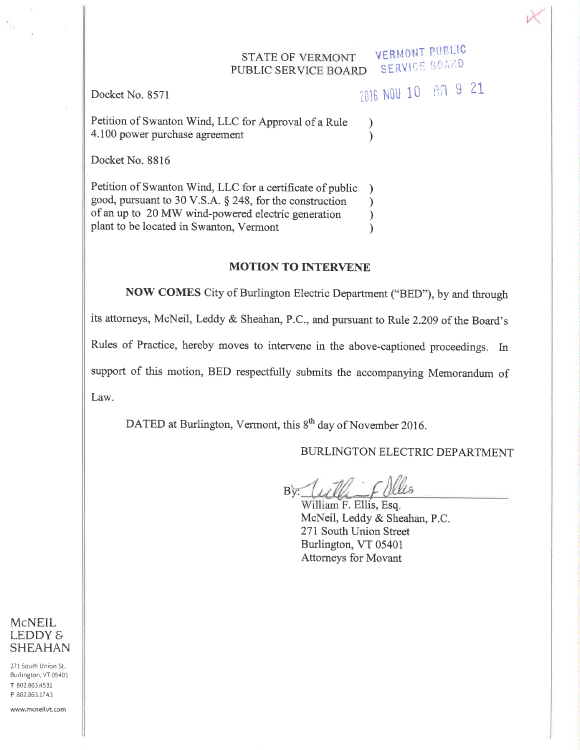STATE OF VERMONT
PUBLIC SERVICE BOARD

VERMONT PUBLIC SERVICE BOARD
2016 NOV 10 AM 9 21

Docket No. 8571

Petition of Swanton Wind, LLC for Approval of a Rule 4.100 power purchase agreement

Docket No. 8816

Petition of Swanton Wind, LLC for a certificate of public good, pursuant to 30 V.S.A. § 248, for the construction of an up to 20 MW wind-powered electric generation plant to be located in Swanton, Vermont

## MOTION TO INTERVENE

**NOW COMES** City of Burlington Electric Department ("BED"), by and through its attorneys, McNeil, Leddy & Sheahan, P.C., and pursuant to Rule 2.209 of the Board's Rules of Practice, hereby moves to intervene in the above-captioned proceedings. In support of this motion, BED respectfully submits the accompanying Memorandum of Law.

DATED at Burlington, Vermont, this 8th day of November 2016.

BURLINGTON ELECTRIC DEPARTMENT

By: ______________________
William F. Ellis, Esq.
McNeil, Leddy & Sheahan, P.C.
271 South Union Street
Burlington, VT 05401
Attorneys for Movant

McNEIL LEDDY & SHEAHAN
271 South Union St.
Burlington, VT 05401
T 802.863.4531
F 802.863.1743
www.mcneilvt.com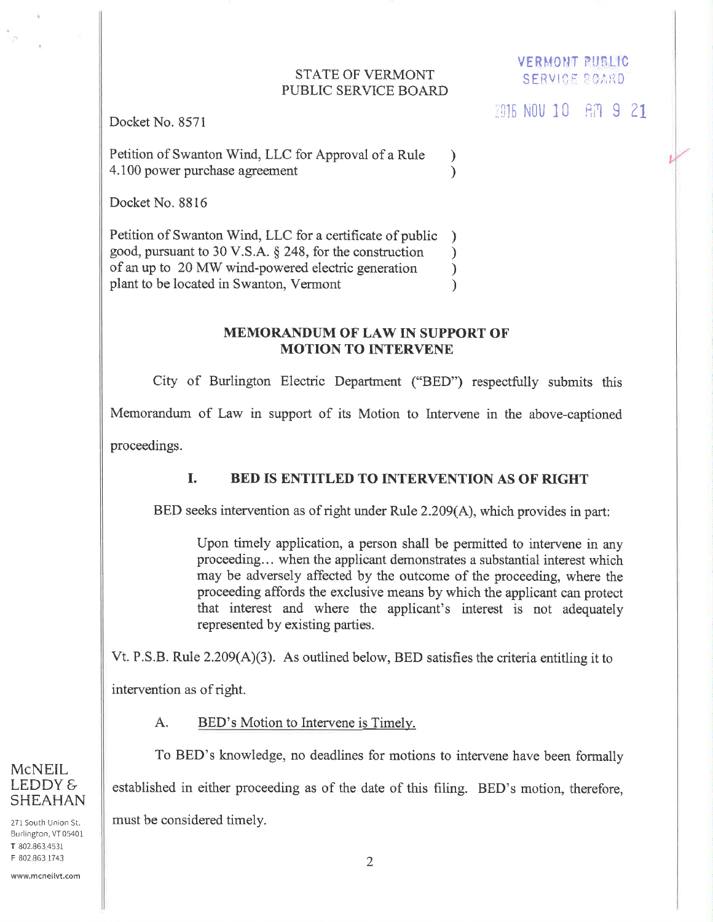STATE OF VERMONT
PUBLIC SERVICE BOARD

VERMONT PUBLIC SERVICE BOARD

2016 NOV 10 AM 9 21

Docket No. 8571

Petition of Swanton Wind, LLC for Approval of a Rule 4.100 power purchase agreement )

Docket No. 8816

Petition of Swanton Wind, LLC for a certificate of public good, pursuant to 30 V.S.A. § 248, for the construction of an up to 20 MW wind-powered electric generation plant to be located in Swanton, Vermont )

## MEMORANDUM OF LAW IN SUPPORT OF MOTION TO INTERVENE

City of Burlington Electric Department ("BED") respectfully submits this Memorandum of Law in support of its Motion to Intervene in the above-captioned proceedings.

### I. BED IS ENTITLED TO INTERVENTION AS OF RIGHT

BED seeks intervention as of right under Rule 2.209(A), which provides in part:

> Upon timely application, a person shall be permitted to intervene in any proceeding… when the applicant demonstrates a substantial interest which may be adversely affected by the outcome of the proceeding, where the proceeding affords the exclusive means by which the applicant can protect that interest and where the applicant's interest is not adequately represented by existing parties.

Vt. P.S.B. Rule 2.209(A)(3). As outlined below, BED satisfies the criteria entitling it to intervention as of right.

#### A. BED's Motion to Intervene is Timely.

To BED's knowledge, no deadlines for motions to intervene have been formally established in either proceeding as of the date of this filing. BED's motion, therefore, must be considered timely.

McNEIL LEDDY & SHEAHAN
271 South Union St.
Burlington, VT 05401
T 802.863.4531
F 802.863.1743
www.mcneilvt.com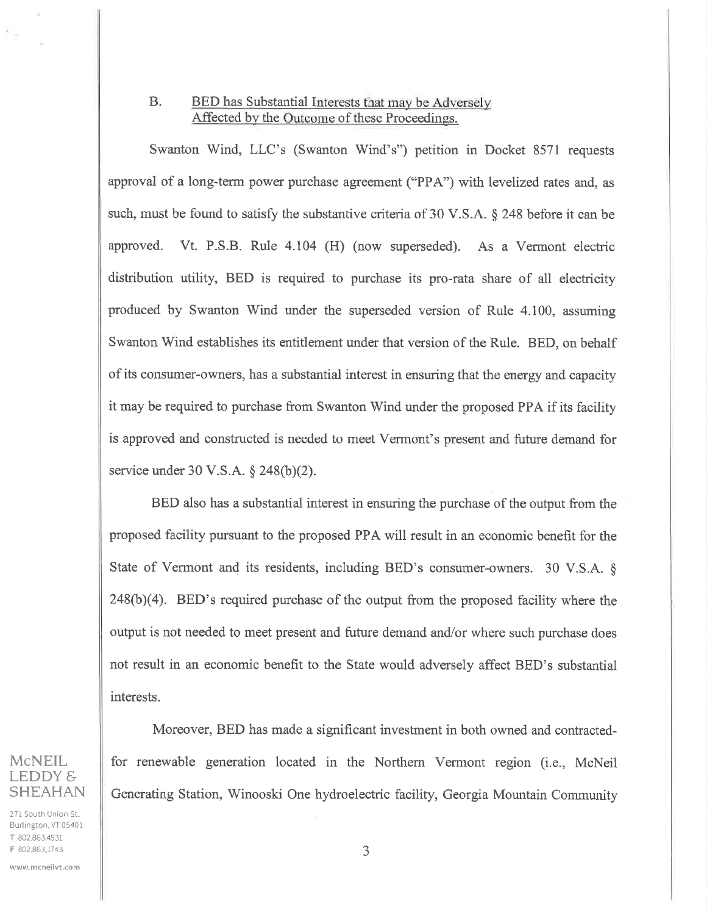### B. BED has Substantial Interests that may be Adversely Affected by the Outcome of these Proceedings.

Swanton Wind, LLC's (Swanton Wind's") petition in Docket 8571 requests approval of a long-term power purchase agreement ("PPA") with levelized rates and, as such, must be found to satisfy the substantive criteria of 30 V.S.A. § 248 before it can be approved. Vt. P.S.B. Rule 4.104 (H) (now superseded). As a Vermont electric distribution utility, BED is required to purchase its pro-rata share of all electricity produced by Swanton Wind under the superseded version of Rule 4.100, assuming Swanton Wind establishes its entitlement under that version of the Rule. BED, on behalf of its consumer-owners, has a substantial interest in ensuring that the energy and capacity it may be required to purchase from Swanton Wind under the proposed PPA if its facility is approved and constructed is needed to meet Vermont's present and future demand for service under 30 V.S.A. § 248(b)(2).

BED also has a substantial interest in ensuring the purchase of the output from the proposed facility pursuant to the proposed PPA will result in an economic benefit for the State of Vermont and its residents, including BED's consumer-owners. 30 V.S.A. § 248(b)(4). BED's required purchase of the output from the proposed facility where the output is not needed to meet present and future demand and/or where such purchase does not result in an economic benefit to the State would adversely affect BED's substantial interests.

Moreover, BED has made a significant investment in both owned and contracted-for renewable generation located in the Northern Vermont region (i.e., McNeil Generating Station, Winooski One hydroelectric facility, Georgia Mountain Community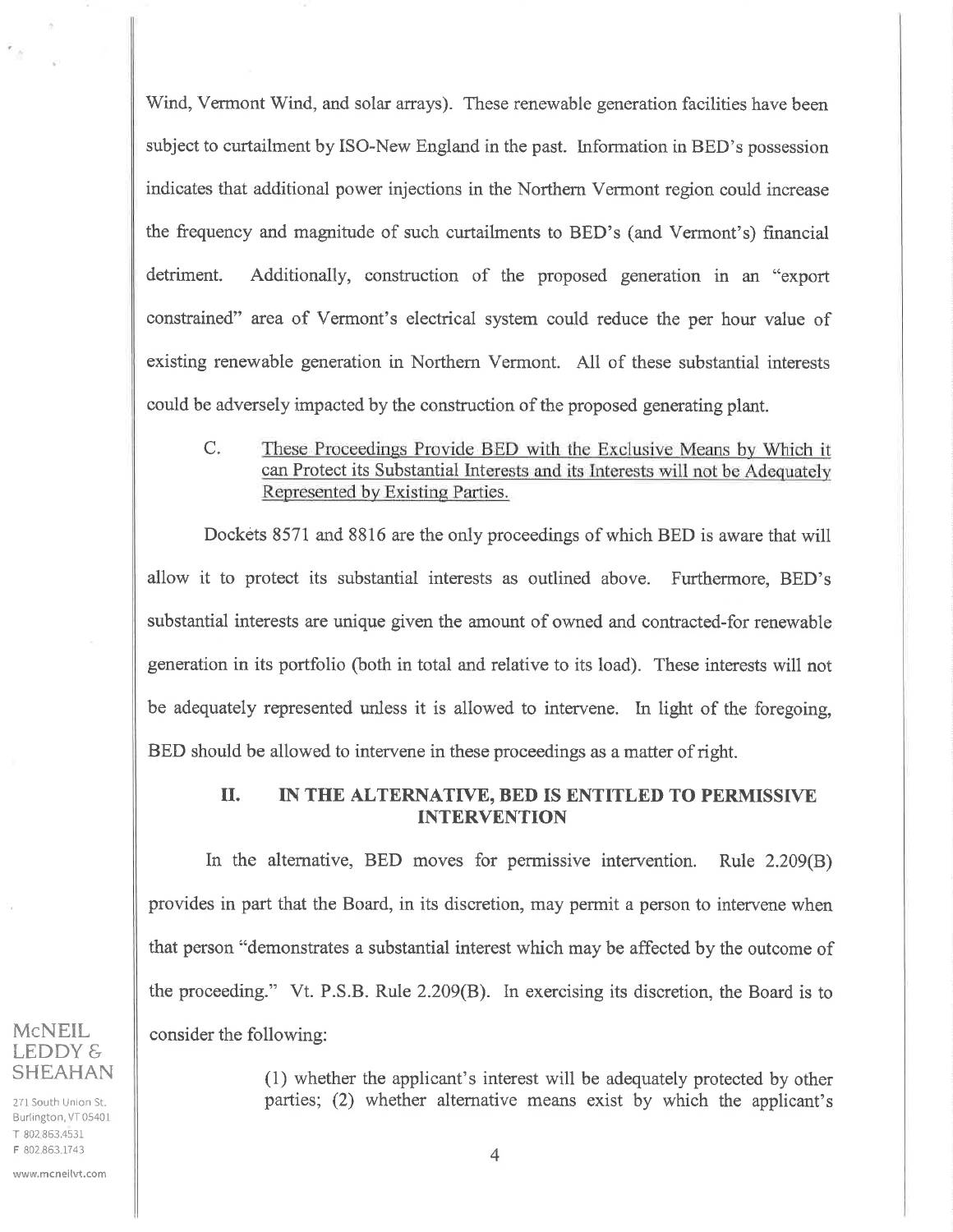Wind, Vermont Wind, and solar arrays). These renewable generation facilities have been subject to curtailment by ISO-New England in the past. Information in BED's possession indicates that additional power injections in the Northern Vermont region could increase the frequency and magnitude of such curtailments to BED's (and Vermont's) financial detriment. Additionally, construction of the proposed generation in an "export constrained" area of Vermont's electrical system could reduce the per hour value of existing renewable generation in Northern Vermont. All of these substantial interests could be adversely impacted by the construction of the proposed generating plant.

C. These Proceedings Provide BED with the Exclusive Means by Which it can Protect its Substantial Interests and its Interests will not be Adequately Represented by Existing Parties.

Dockets 8571 and 8816 are the only proceedings of which BED is aware that will allow it to protect its substantial interests as outlined above. Furthermore, BED's substantial interests are unique given the amount of owned and contracted-for renewable generation in its portfolio (both in total and relative to its load). These interests will not be adequately represented unless it is allowed to intervene. In light of the foregoing, BED should be allowed to intervene in these proceedings as a matter of right.

## II. IN THE ALTERNATIVE, BED IS ENTITLED TO PERMISSIVE INTERVENTION

In the alternative, BED moves for permissive intervention. Rule 2.209(B) provides in part that the Board, in its discretion, may permit a person to intervene when that person "demonstrates a substantial interest which may be affected by the outcome of the proceeding." Vt. P.S.B. Rule 2.209(B). In exercising its discretion, the Board is to consider the following:

> (1) whether the applicant's interest will be adequately protected by other parties; (2) whether alternative means exist by which the applicant's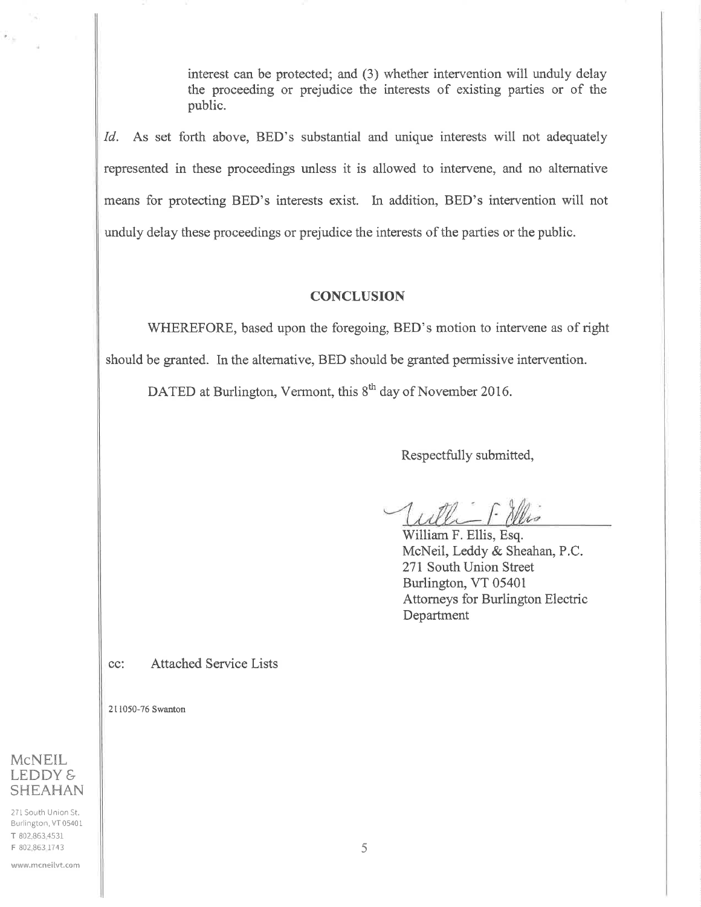> interest can be protected; and (3) whether intervention will unduly delay the proceeding or prejudice the interests of existing parties or of the public.

*Id.* As set forth above, BED's substantial and unique interests will not adequately represented in these proceedings unless it is allowed to intervene, and no alternative means for protecting BED's interests exist. In addition, BED's intervention will not unduly delay these proceedings or prejudice the interests of the parties or the public.

## CONCLUSION

WHEREFORE, based upon the foregoing, BED's motion to intervene as of right should be granted. In the alternative, BED should be granted permissive intervention.

DATED at Burlington, Vermont, this 8th day of November 2016.

Respectfully submitted,

William F. Ellis, Esq.
McNeil, Leddy & Sheahan, P.C.
271 South Union Street
Burlington, VT 05401
Attorneys for Burlington Electric Department

cc: Attached Service Lists

211050-76 Swanton

McNEIL LEDDY & SHEAHAN
271 South Union St.
Burlington, VT 05401
T 802.863.4531
F 802.863.1743
www.mcneilvt.com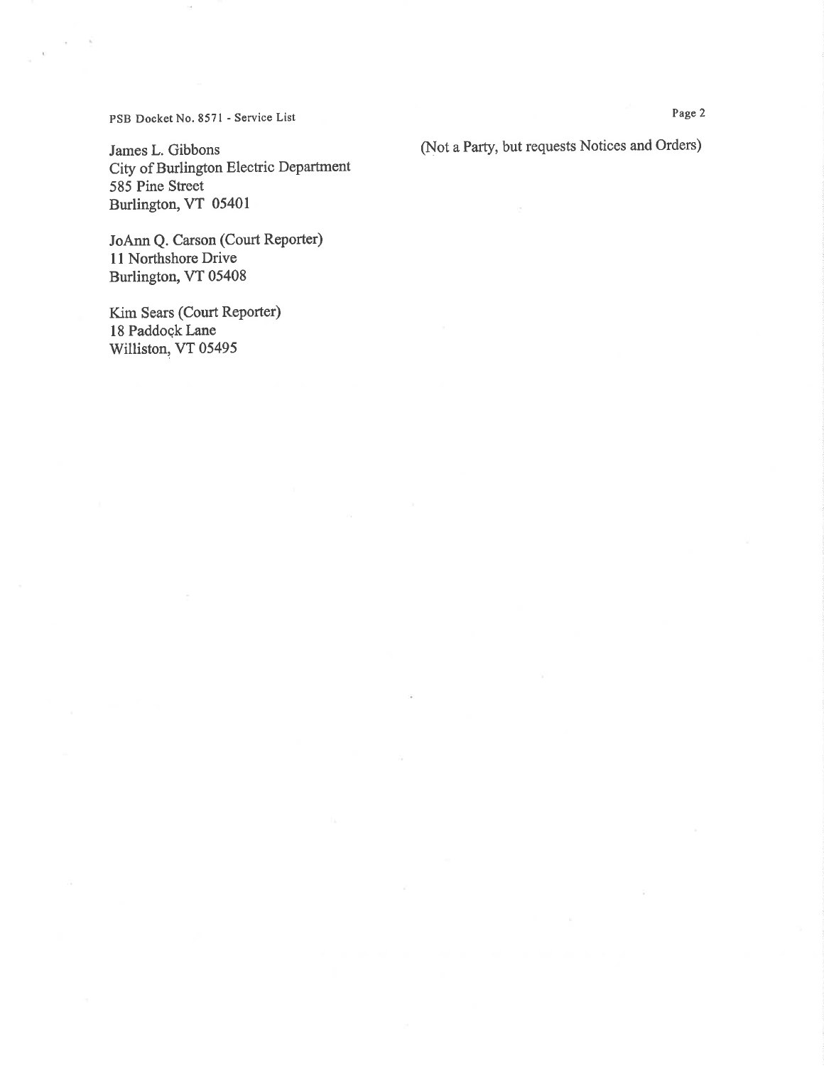James L. Gibbons
City of Burlington Electric Department
585 Pine Street
Burlington, VT 05401

(Not a Party, but requests Notices and Orders)

JoAnn Q. Carson (Court Reporter)
11 Northshore Drive
Burlington, VT 05408

Kim Sears (Court Reporter)
18 Paddock Lane
Williston, VT 05495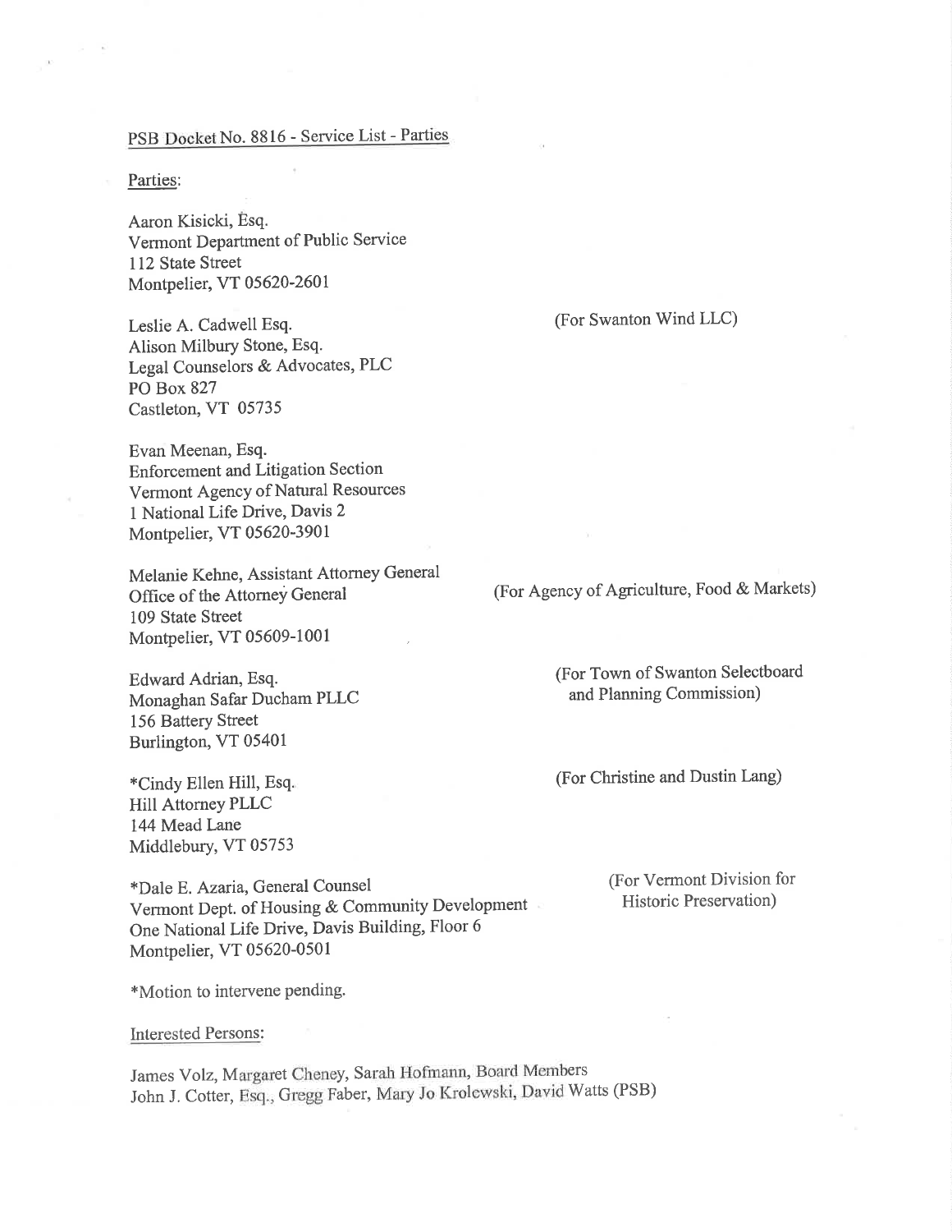PSB Docket No. 8816 - Service List - Parties

Parties:

Aaron Kisicki, Esq.
Vermont Department of Public Service
112 State Street
Montpelier, VT 05620-2601

Leslie A. Cadwell Esq.
Alison Milbury Stone, Esq.
Legal Counselors & Advocates, PLC
PO Box 827
Castleton, VT 05735
(For Swanton Wind LLC)

Evan Meenan, Esq.
Enforcement and Litigation Section
Vermont Agency of Natural Resources
1 National Life Drive, Davis 2
Montpelier, VT 05620-3901

Melanie Kehne, Assistant Attorney General
Office of the Attorney General
109 State Street
Montpelier, VT 05609-1001
(For Agency of Agriculture, Food & Markets)

Edward Adrian, Esq.
Monaghan Safar Ducham PLLC
156 Battery Street
Burlington, VT 05401
(For Town of Swanton Selectboard and Planning Commission)

*Cindy Ellen Hill, Esq.
Hill Attorney PLLC
144 Mead Lane
Middlebury, VT 05753
(For Christine and Dustin Lang)

*Dale E. Azaria, General Counsel
Vermont Dept. of Housing & Community Development
One National Life Drive, Davis Building, Floor 6
Montpelier, VT 05620-0501
(For Vermont Division for Historic Preservation)

*Motion to intervene pending.

Interested Persons:

James Volz, Margaret Cheney, Sarah Hofmann, Board Members
John J. Cotter, Esq., Gregg Faber, Mary Jo Krolewski, David Watts (PSB)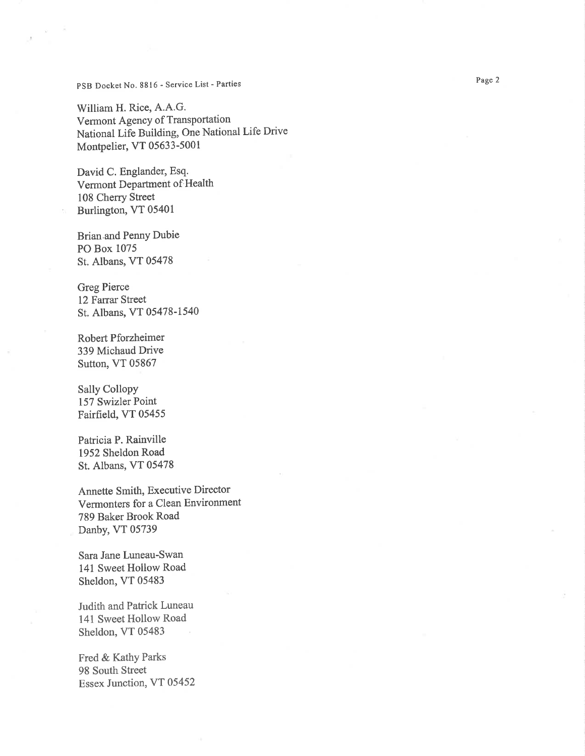William H. Rice, A.A.G.
Vermont Agency of Transportation
National Life Building, One National Life Drive
Montpelier, VT 05633-5001

David C. Englander, Esq.
Vermont Department of Health
108 Cherry Street
Burlington, VT 05401

Brian and Penny Dubie
PO Box 1075
St. Albans, VT 05478

Greg Pierce
12 Farrar Street
St. Albans, VT 05478-1540

Robert Pforzheimer
339 Michaud Drive
Sutton, VT 05867

Sally Collopy
157 Swizler Point
Fairfield, VT 05455

Patricia P. Rainville
1952 Sheldon Road
St. Albans, VT 05478

Annette Smith, Executive Director
Vermonters for a Clean Environment
789 Baker Brook Road
Danby, VT 05739

Sara Jane Luneau-Swan
141 Sweet Hollow Road
Sheldon, VT 05483

Judith and Patrick Luneau
141 Sweet Hollow Road
Sheldon, VT 05483

Fred & Kathy Parks
98 South Street
Essex Junction, VT 05452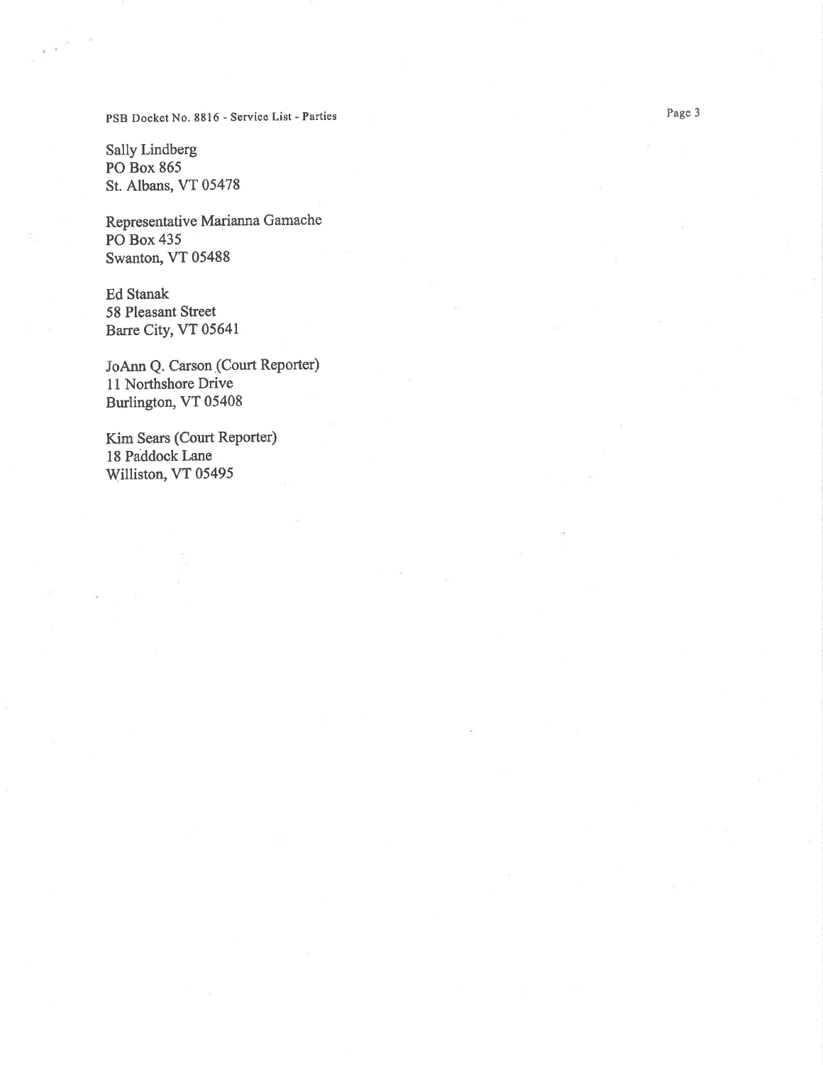Sally Lindberg
PO Box 865
St. Albans, VT 05478

Representative Marianna Gamache
PO Box 435
Swanton, VT 05488

Ed Stanak
58 Pleasant Street
Barre City, VT 05641

JoAnn Q. Carson (Court Reporter)
11 Northshore Drive
Burlington, VT 05408

Kim Sears (Court Reporter)
18 Paddock Lane
Williston, VT 05495